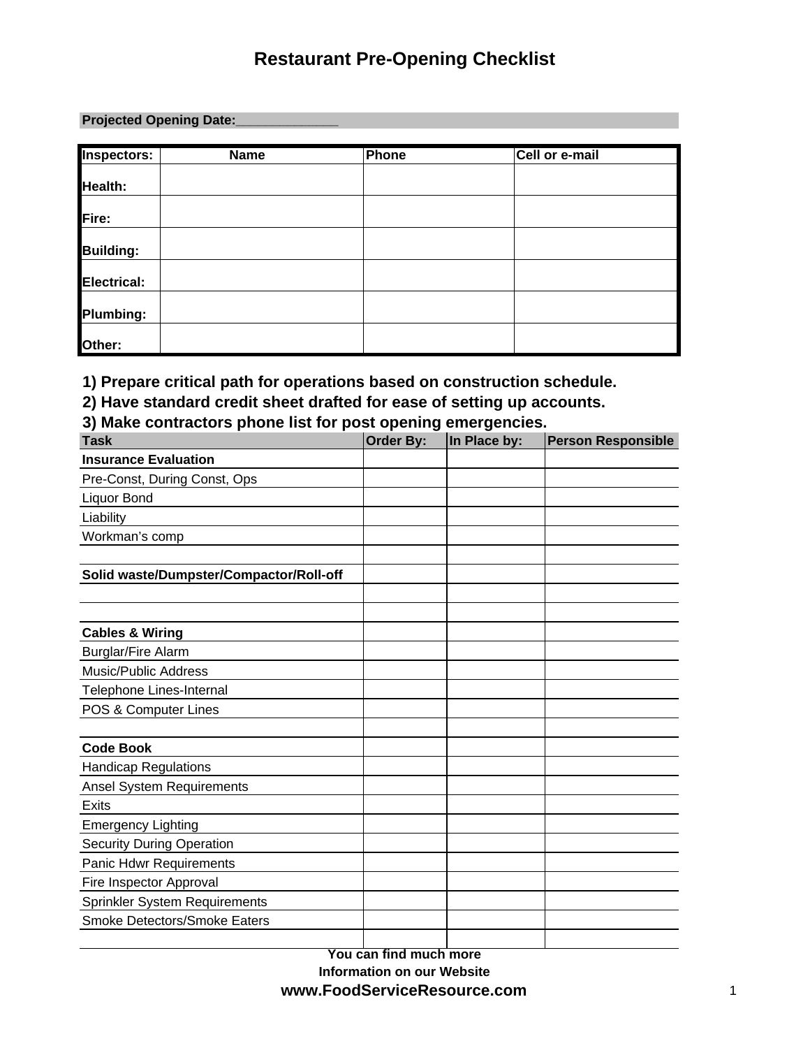# Restaurant Pre-Opening Checklist

**Projected Opening Date:______________**

| Inspectors: | Name | Phone | Cell or e-mail |
|---|---|---|---|
| **Health:** | | | |
| **Fire:** | | | |
| **Building:** | | | |
| **Electrical:** | | | |
| **Plumbing:** | | | |
| **Other:** | | | |

**1) Prepare critical path for operations based on construction schedule.**

**2) Have standard credit sheet drafted for ease of setting up accounts.**

**3) Make contractors phone list for post opening emergencies.**

| Task | Order By: | In Place by: | Person Responsible |
|---|---|---|---|
| **Insurance Evaluation** | | | |
| Pre-Const, During Const, Ops | | | |
| Liquor Bond | | | |
| Liability | | | |
| Workman's comp | | | |
| | | | |
| **Solid waste/Dumpster/Compactor/Roll-off** | | | |
| | | | |
| | | | |
| **Cables & Wiring** | | | |
| Burglar/Fire Alarm | | | |
| Music/Public Address | | | |
| Telephone Lines-Internal | | | |
| POS & Computer Lines | | | |
| | | | |
| **Code Book** | | | |
| Handicap Regulations | | | |
| Ansel System Requirements | | | |
| Exits | | | |
| Emergency Lighting | | | |
| Security During Operation | | | |
| Panic Hdwr Requirements | | | |
| Fire Inspector Approval | | | |
| Sprinkler System Requirements | | | |
| Smoke Detectors/Smoke Eaters | | | |
| | | | |

**You can find much more**
**Information on our Website**
**www.FoodServiceResource.com**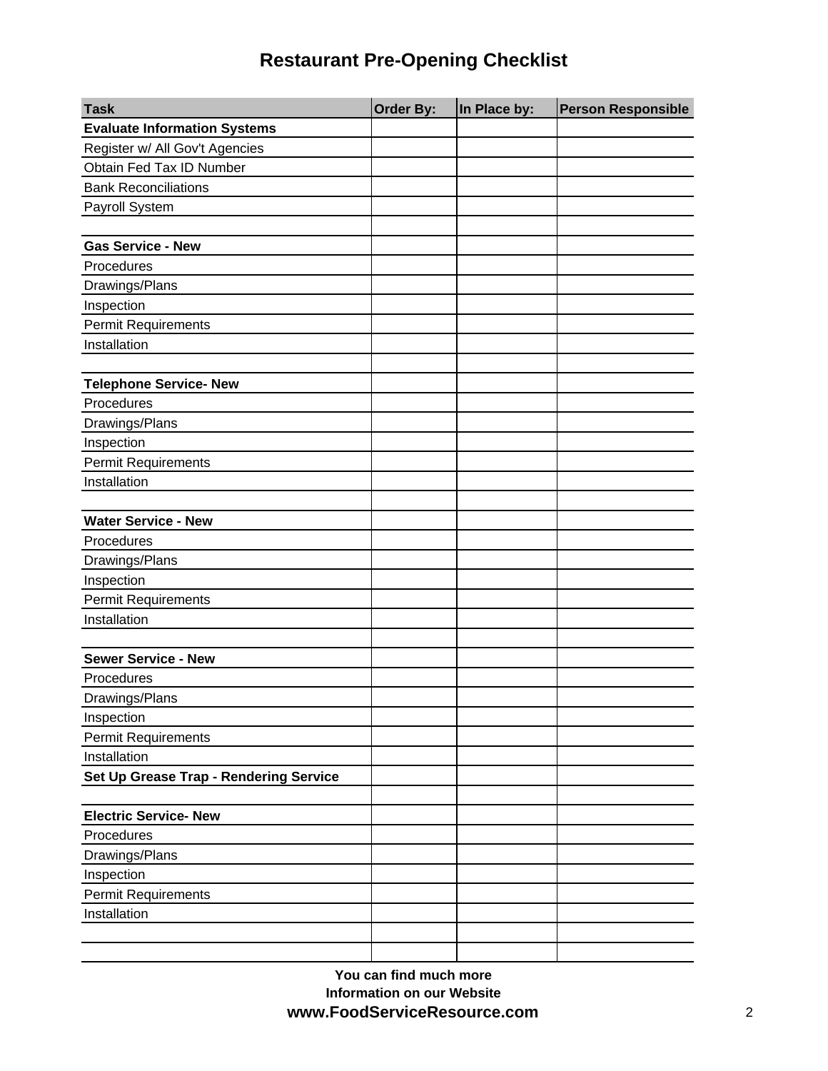# Restaurant Pre-Opening Checklist

| Task | Order By: | In Place by: | Person Responsible |
|---|---|---|---|
| **Evaluate Information Systems** | | | |
| Register w/ All Gov't Agencies | | | |
| Obtain Fed Tax ID Number | | | |
| Bank Reconciliations | | | |
| Payroll System | | | |
| | | | |
| **Gas Service - New** | | | |
| Procedures | | | |
| Drawings/Plans | | | |
| Inspection | | | |
| Permit Requirements | | | |
| Installation | | | |
| | | | |
| **Telephone Service- New** | | | |
| Procedures | | | |
| Drawings/Plans | | | |
| Inspection | | | |
| Permit Requirements | | | |
| Installation | | | |
| | | | |
| **Water Service - New** | | | |
| Procedures | | | |
| Drawings/Plans | | | |
| Inspection | | | |
| Permit Requirements | | | |
| Installation | | | |
| | | | |
| **Sewer Service - New** | | | |
| Procedures | | | |
| Drawings/Plans | | | |
| Inspection | | | |
| Permit Requirements | | | |
| Installation | | | |
| **Set Up Grease Trap - Rendering Service** | | | |
| | | | |
| **Electric Service- New** | | | |
| Procedures | | | |
| Drawings/Plans | | | |
| Inspection | | | |
| Permit Requirements | | | |
| Installation | | | |
| | | | |
| | | | |

**You can find much more Information on our Website**

**www.FoodServiceResource.com**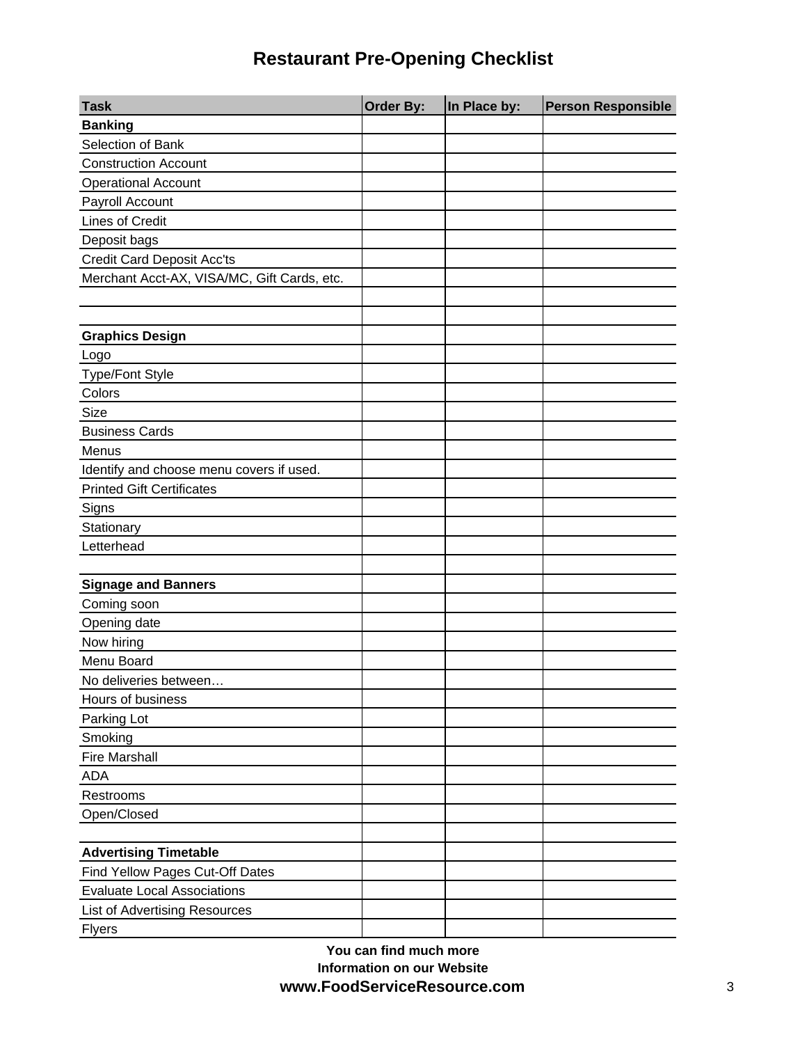# Restaurant Pre-Opening Checklist

| Task | Order By: | In Place by: | Person Responsible |
|---|---|---|---|
| **Banking** | | | |
| Selection of Bank | | | |
| Construction Account | | | |
| Operational Account | | | |
| Payroll Account | | | |
| Lines of Credit | | | |
| Deposit bags | | | |
| Credit Card Deposit Acc'ts | | | |
| Merchant Acct-AX, VISA/MC, Gift Cards, etc. | | | |
| | | | |
| | | | |
| **Graphics Design** | | | |
| Logo | | | |
| Type/Font Style | | | |
| Colors | | | |
| Size | | | |
| Business Cards | | | |
| Menus | | | |
| Identify and choose menu covers if used. | | | |
| Printed Gift Certificates | | | |
| Signs | | | |
| Stationary | | | |
| Letterhead | | | |
| | | | |
| **Signage and Banners** | | | |
| Coming soon | | | |
| Opening date | | | |
| Now hiring | | | |
| Menu Board | | | |
| No deliveries between… | | | |
| Hours of business | | | |
| Parking Lot | | | |
| Smoking | | | |
| Fire Marshall | | | |
| ADA | | | |
| Restrooms | | | |
| Open/Closed | | | |
| | | | |
| **Advertising Timetable** | | | |
| Find Yellow Pages Cut-Off Dates | | | |
| Evaluate Local Associations | | | |
| List of Advertising Resources | | | |
| Flyers | | | |

**You can find much more Information on our Website**

**www.FoodServiceResource.com**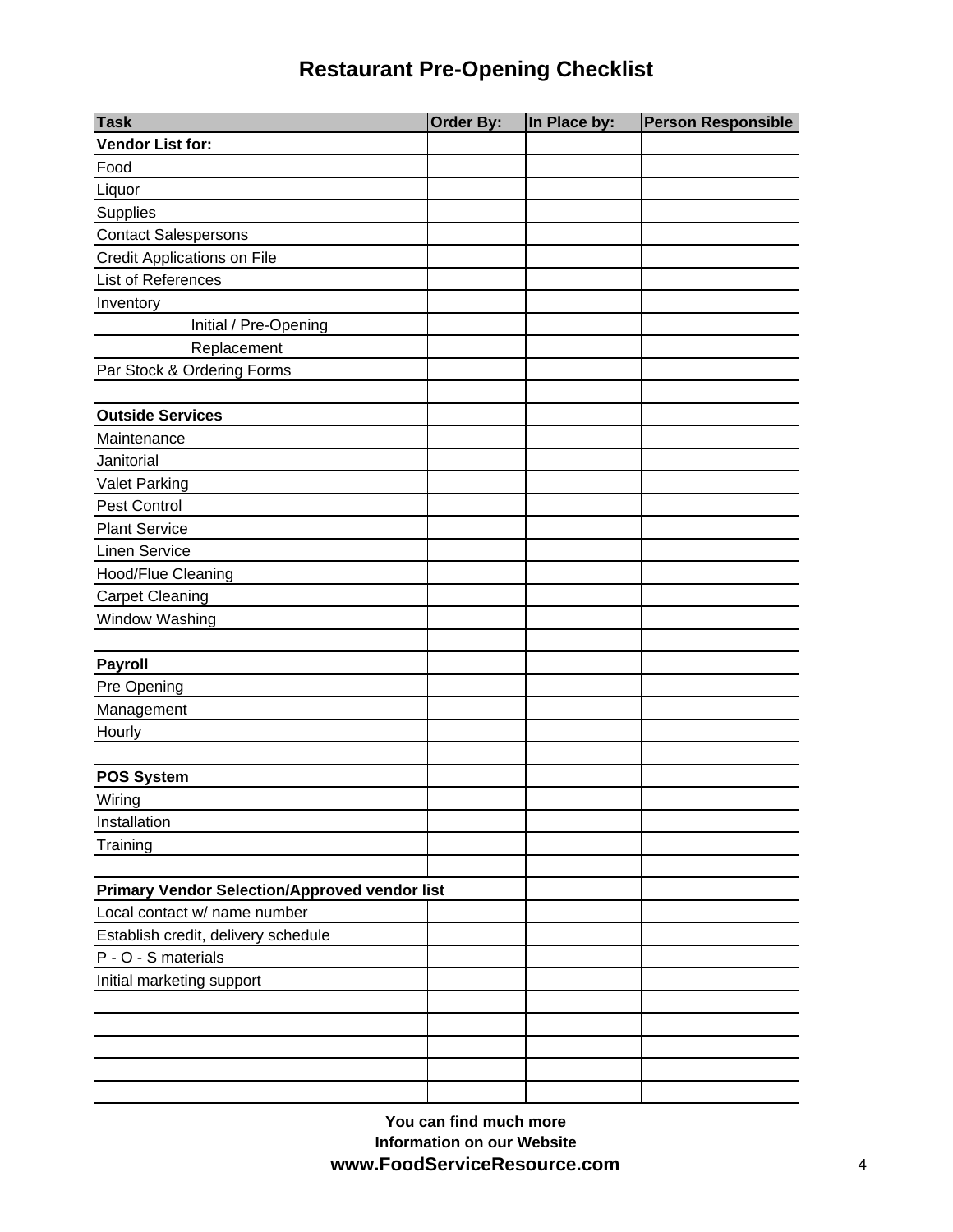# Restaurant Pre-Opening Checklist

| Task | Order By: | In Place by: | Person Responsible |
|---|---|---|---|
| **Vendor List for:** | | | |
| Food | | | |
| Liquor | | | |
| Supplies | | | |
| Contact Salespersons | | | |
| Credit Applications on File | | | |
| List of References | | | |
| Inventory | | | |
| Initial / Pre-Opening | | | |
| Replacement | | | |
| Par Stock & Ordering Forms | | | |
| | | | |
| **Outside Services** | | | |
| Maintenance | | | |
| Janitorial | | | |
| Valet Parking | | | |
| Pest Control | | | |
| Plant Service | | | |
| Linen Service | | | |
| Hood/Flue Cleaning | | | |
| Carpet Cleaning | | | |
| Window Washing | | | |
| | | | |
| **Payroll** | | | |
| Pre Opening | | | |
| Management | | | |
| Hourly | | | |
| | | | |
| **POS System** | | | |
| Wiring | | | |
| Installation | | | |
| Training | | | |
| | | | |
| **Primary Vendor Selection/Approved vendor list** | | | |
| Local contact w/ name number | | | |
| Establish credit, delivery schedule | | | |
| P - O - S materials | | | |
| Initial marketing support | | | |
| | | | |
| | | | |
| | | | |
| | | | |
| | | | |

**You can find much more Information on our Website**

**www.FoodServiceResource.com**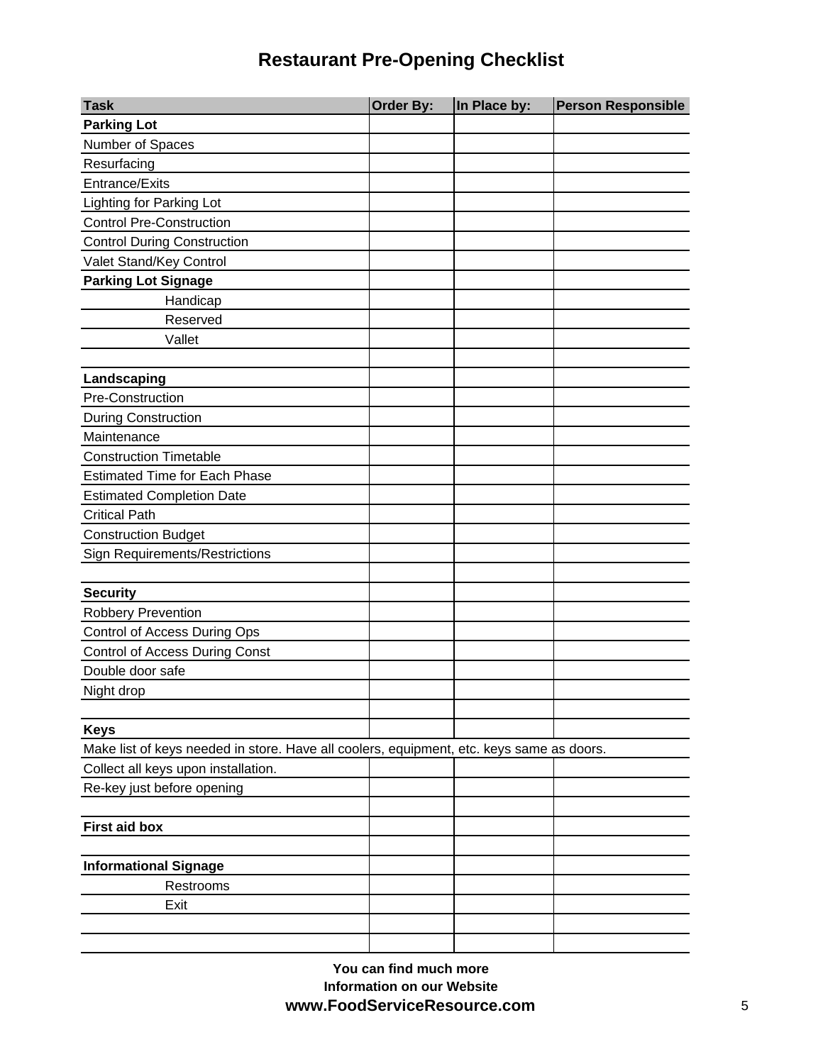# Restaurant Pre-Opening Checklist

| Task | Order By: | In Place by: | Person Responsible |
|---|---|---|---|
| **Parking Lot** | | | |
| Number of Spaces | | | |
| Resurfacing | | | |
| Entrance/Exits | | | |
| Lighting for Parking Lot | | | |
| Control Pre-Construction | | | |
| Control During Construction | | | |
| Valet Stand/Key Control | | | |
| **Parking Lot Signage** | | | |
| Handicap | | | |
| Reserved | | | |
| Vallet | | | |
| | | | |
| **Landscaping** | | | |
| Pre-Construction | | | |
| During Construction | | | |
| Maintenance | | | |
| Construction Timetable | | | |
| Estimated Time for Each Phase | | | |
| Estimated Completion Date | | | |
| Critical Path | | | |
| Construction Budget | | | |
| Sign Requirements/Restrictions | | | |
| | | | |
| **Security** | | | |
| Robbery Prevention | | | |
| Control of Access During Ops | | | |
| Control of Access During Const | | | |
| Double door safe | | | |
| Night drop | | | |
| | | | |
| **Keys** | | | |
| Make list of keys needed in store. Have all coolers, equipment, etc. keys same as doors. | | | |
| Collect all keys upon installation. | | | |
| Re-key just before opening | | | |
| | | | |
| **First aid box** | | | |
| | | | |
| **Informational Signage** | | | |
| Restrooms | | | |
| Exit | | | |
| | | | |
| | | | |

**You can find much more Information on our Website**
**www.FoodServiceResource.com**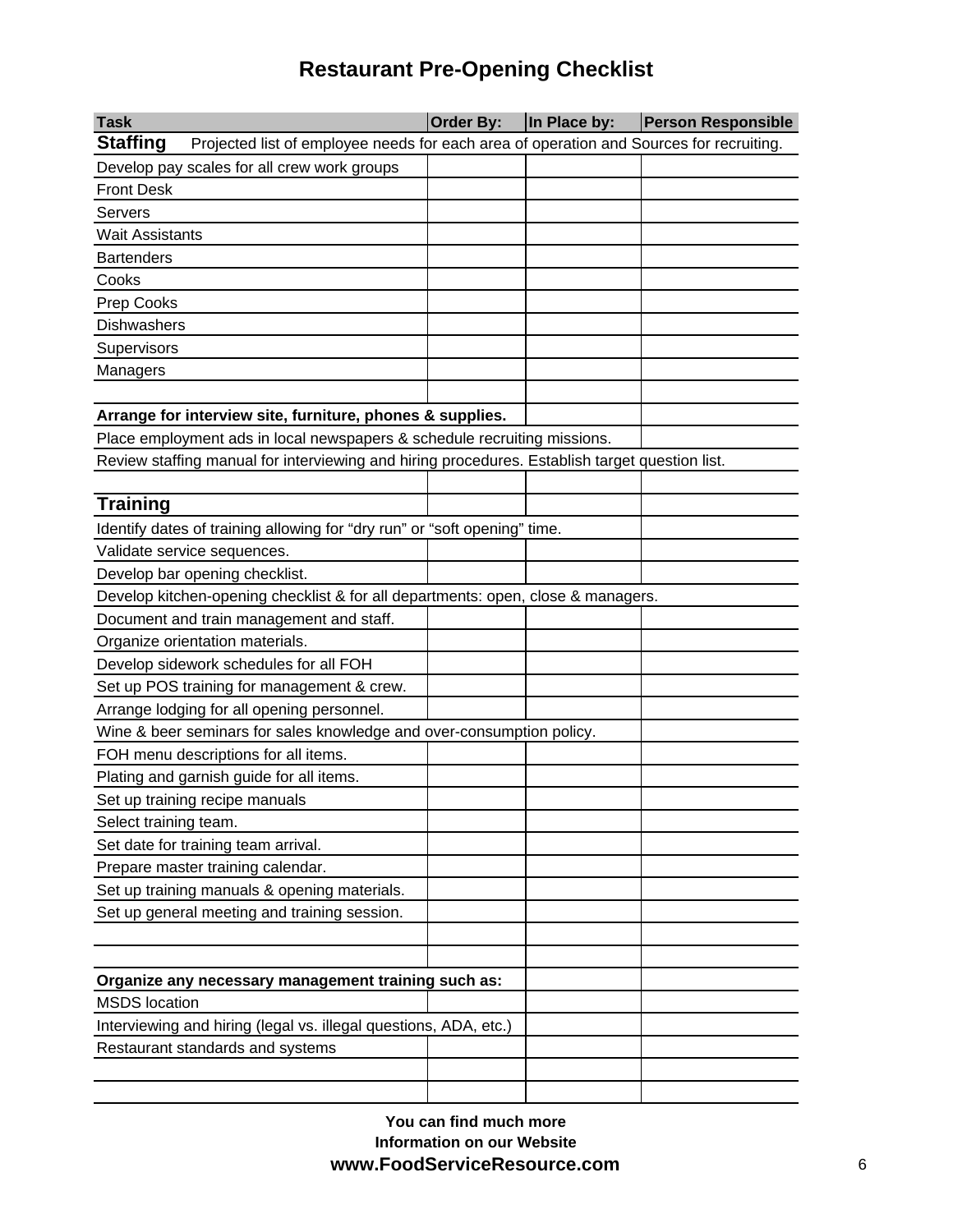# Restaurant Pre-Opening Checklist

| Task | Order By: | In Place by: | Person Responsible |
|---|---|---|---|
| **Staffing** Projected list of employee needs for each area of operation and Sources for recruiting. | | | |
| Develop pay scales for all crew work groups | | | |
| Front Desk | | | |
| Servers | | | |
| Wait Assistants | | | |
| Bartenders | | | |
| Cooks | | | |
| Prep Cooks | | | |
| Dishwashers | | | |
| Supervisors | | | |
| Managers | | | |
| | | | |
| **Arrange for interview site, furniture, phones & supplies.** | | | |
| Place employment ads in local newspapers & schedule recruiting missions. | | | |
| Review staffing manual for interviewing and hiring procedures. Establish target question list. | | | |
| | | | |
| **Training** | | | |
| Identify dates of training allowing for "dry run" or "soft opening" time. | | | |
| Validate service sequences. | | | |
| Develop bar opening checklist. | | | |
| Develop kitchen-opening checklist & for all departments: open, close & managers. | | | |
| Document and train management and staff. | | | |
| Organize orientation materials. | | | |
| Develop sidework schedules for all FOH | | | |
| Set up POS training for management & crew. | | | |
| Arrange lodging for all opening personnel. | | | |
| Wine & beer seminars for sales knowledge and over-consumption policy. | | | |
| FOH menu descriptions for all items. | | | |
| Plating and garnish guide for all items. | | | |
| Set up training recipe manuals | | | |
| Select training team. | | | |
| Set date for training team arrival. | | | |
| Prepare master training calendar. | | | |
| Set up training manuals & opening materials. | | | |
| Set up general meeting and training session. | | | |
| | | | |
| | | | |
| **Organize any necessary management training such as:** | | | |
| MSDS location | | | |
| Interviewing and hiring (legal vs. illegal questions, ADA, etc.) | | | |
| Restaurant standards and systems | | | |
| | | | |
| | | | |

**You can find much more Information on our Website**
**www.FoodServiceResource.com**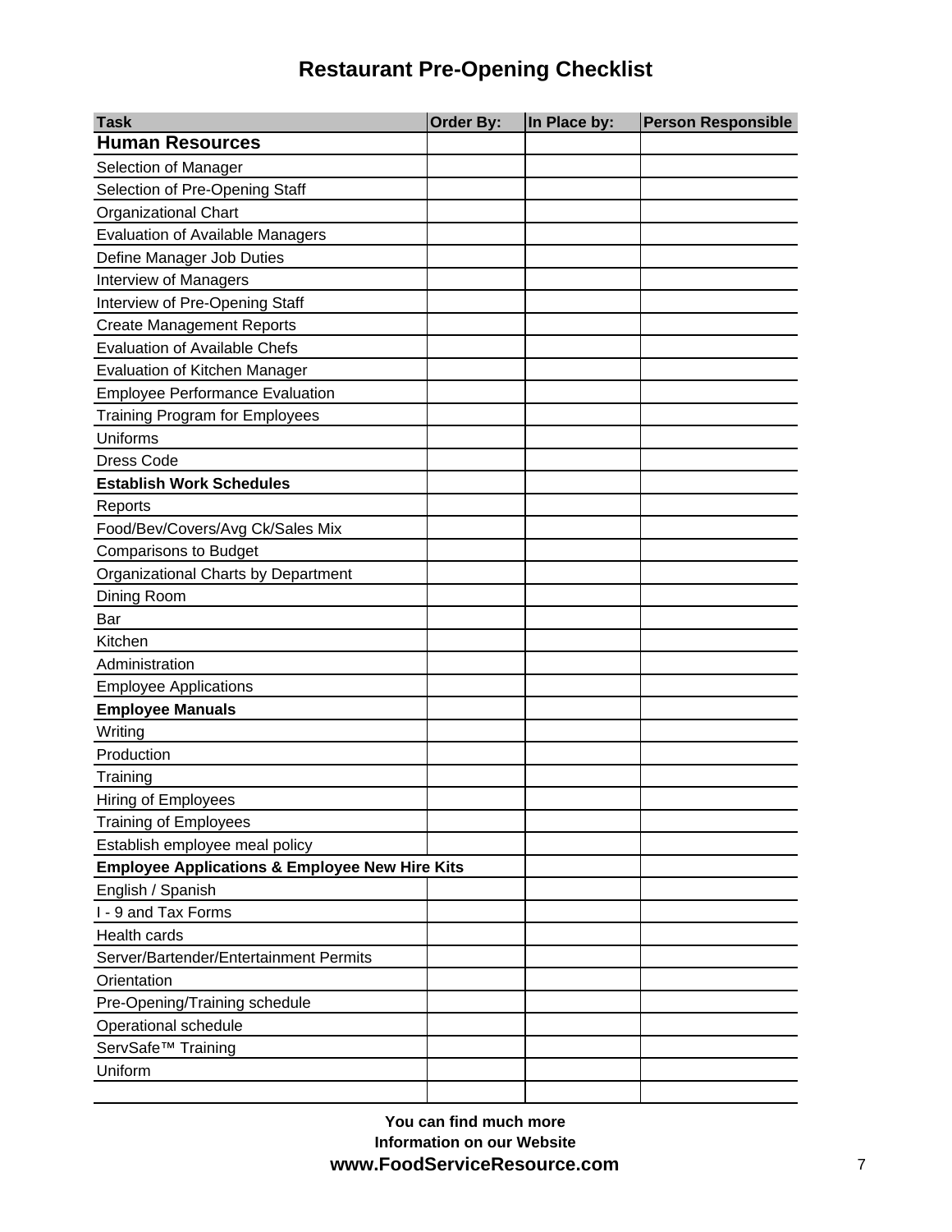# Restaurant Pre-Opening Checklist

| Task | Order By: | In Place by: | Person Responsible |
|---|---|---|---|
| **Human Resources** | | | |
| Selection of Manager | | | |
| Selection of Pre-Opening Staff | | | |
| Organizational Chart | | | |
| Evaluation of Available Managers | | | |
| Define Manager Job Duties | | | |
| Interview of Managers | | | |
| Interview of Pre-Opening Staff | | | |
| Create Management Reports | | | |
| Evaluation of Available Chefs | | | |
| Evaluation of Kitchen Manager | | | |
| Employee Performance Evaluation | | | |
| Training Program for Employees | | | |
| Uniforms | | | |
| Dress Code | | | |
| **Establish Work Schedules** | | | |
| Reports | | | |
| Food/Bev/Covers/Avg Ck/Sales Mix | | | |
| Comparisons to Budget | | | |
| Organizational Charts by Department | | | |
| Dining Room | | | |
| Bar | | | |
| Kitchen | | | |
| Administration | | | |
| Employee Applications | | | |
| **Employee Manuals** | | | |
| Writing | | | |
| Production | | | |
| Training | | | |
| Hiring of Employees | | | |
| Training of Employees | | | |
| Establish employee meal policy | | | |
| **Employee Applications & Employee New Hire Kits** | | | |
| English / Spanish | | | |
| I - 9 and Tax Forms | | | |
| Health cards | | | |
| Server/Bartender/Entertainment Permits | | | |
| Orientation | | | |
| Pre-Opening/Training schedule | | | |
| Operational schedule | | | |
| ServSafe™ Training | | | |
| Uniform | | | |
| | | | |

**You can find much more Information on our Website**

**www.FoodServiceResource.com**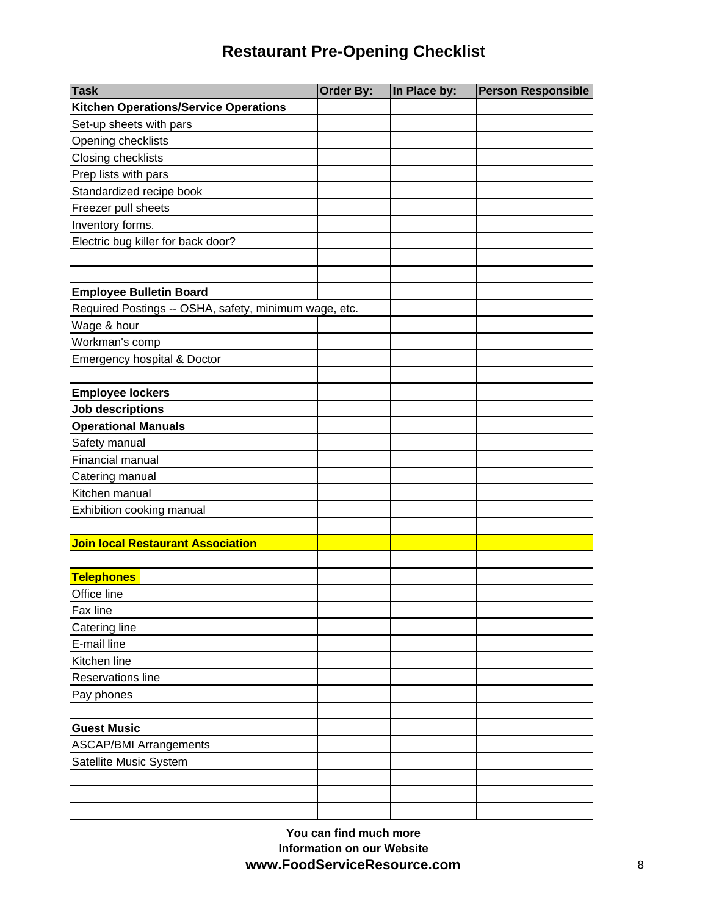# Restaurant Pre-Opening Checklist

| Task | Order By: | In Place by: | Person Responsible |
|---|---|---|---|
| **Kitchen Operations/Service Operations** | | | |
| Set-up sheets with pars | | | |
| Opening checklists | | | |
| Closing checklists | | | |
| Prep lists with pars | | | |
| Standardized recipe book | | | |
| Freezer pull sheets | | | |
| Inventory forms. | | | |
| Electric bug killer for back door? | | | |
| | | | |
| | | | |
| **Employee Bulletin Board** | | | |
| Required Postings -- OSHA, safety, minimum wage, etc. | | | |
| Wage & hour | | | |
| Workman's comp | | | |
| Emergency hospital & Doctor | | | |
| | | | |
| **Employee lockers** | | | |
| **Job descriptions** | | | |
| **Operational Manuals** | | | |
| Safety manual | | | |
| Financial manual | | | |
| Catering manual | | | |
| Kitchen manual | | | |
| Exhibition cooking manual | | | |
| | | | |
| **Join local Restaurant Association** | | | |
| | | | |
| **Telephones** | | | |
| Office line | | | |
| Fax line | | | |
| Catering line | | | |
| E-mail line | | | |
| Kitchen line | | | |
| Reservations line | | | |
| Pay phones | | | |
| | | | |
| **Guest Music** | | | |
| ASCAP/BMI Arrangements | | | |
| Satellite Music System | | | |
| | | | |
| | | | |
| | | | |

**You can find much more Information on our Website**
**www.FoodServiceResource.com**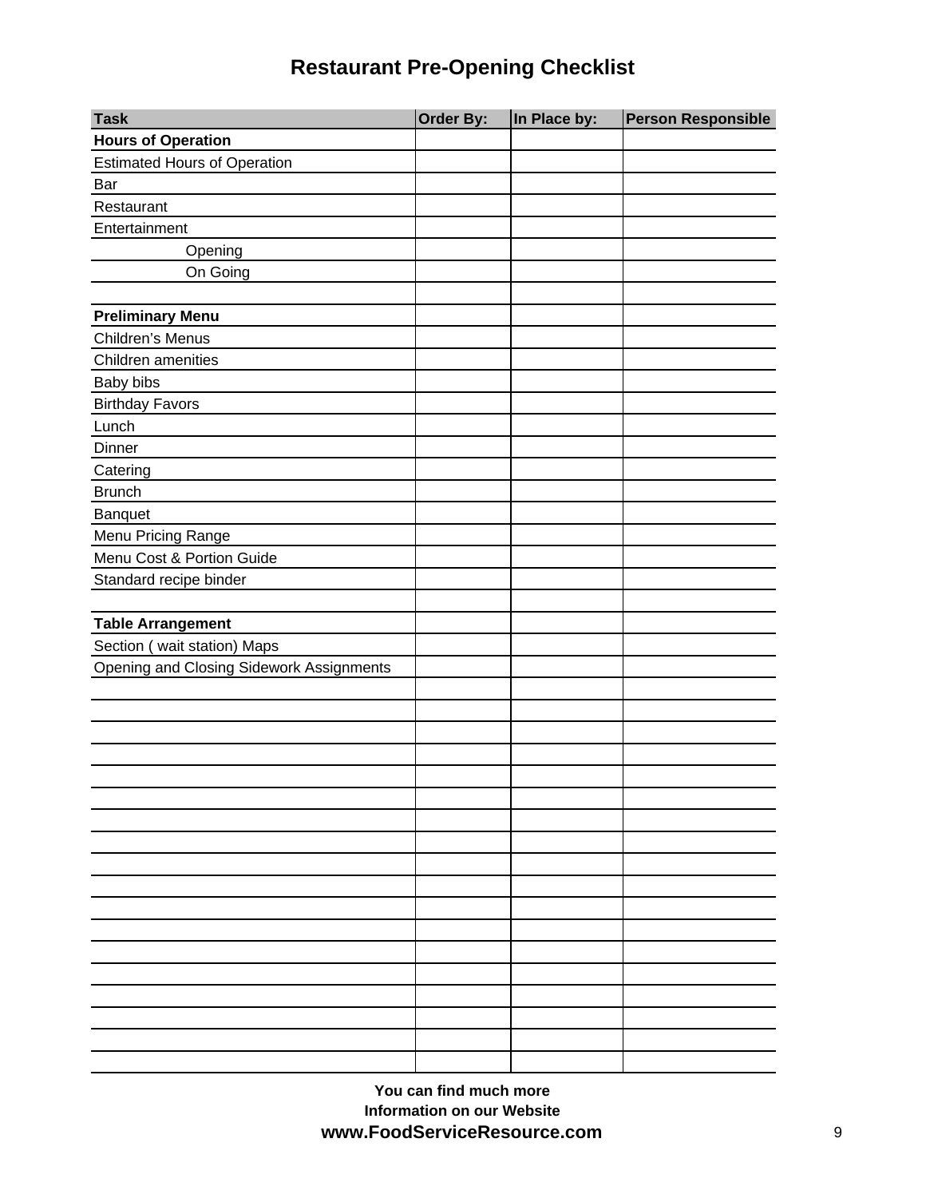# Restaurant Pre-Opening Checklist

| Task | Order By: | In Place by: | Person Responsible |
|---|---|---|---|
| **Hours of Operation** | | | |
| Estimated Hours of Operation | | | |
| Bar | | | |
| Restaurant | | | |
| Entertainment | | | |
| Opening | | | |
| On Going | | | |
| | | | |
| **Preliminary Menu** | | | |
| Children's Menus | | | |
| Children amenities | | | |
| Baby bibs | | | |
| Birthday Favors | | | |
| Lunch | | | |
| Dinner | | | |
| Catering | | | |
| Brunch | | | |
| Banquet | | | |
| Menu Pricing Range | | | |
| Menu Cost & Portion Guide | | | |
| Standard recipe binder | | | |
| | | | |
| **Table Arrangement** | | | |
| Section ( wait station) Maps | | | |
| Opening and Closing Sidework Assignments | | | |
| | | | |
| | | | |
| | | | |
| | | | |
| | | | |
| | | | |
| | | | |
| | | | |
| | | | |
| | | | |
| | | | |
| | | | |
| | | | |
| | | | |
| | | | |
| | | | |
| | | | |
| | | | |

**You can find much more Information on our Website**
**www.FoodServiceResource.com**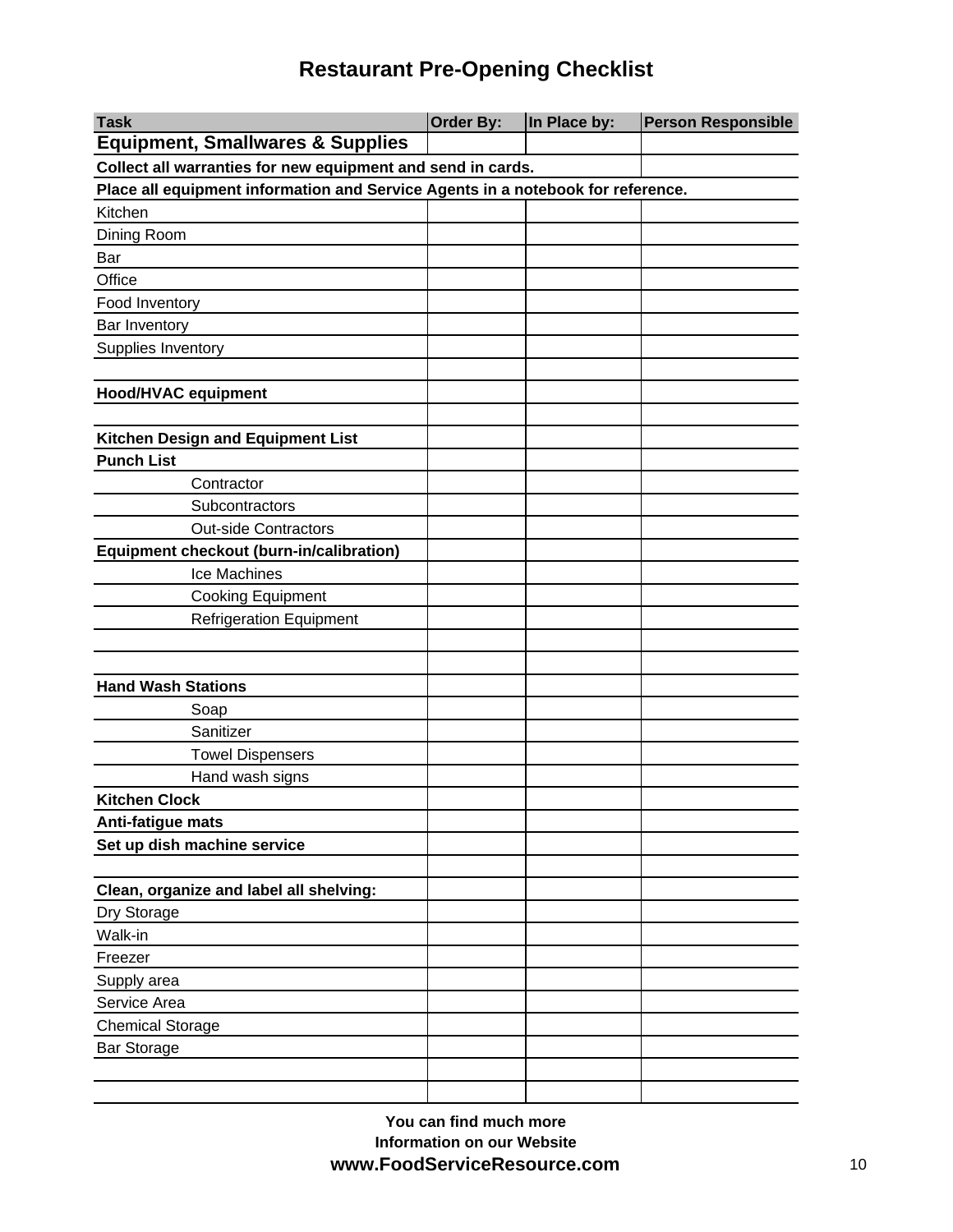# Restaurant Pre-Opening Checklist

| Task | Order By: | In Place by: | Person Responsible |
|---|---|---|---|
| **Equipment, Smallwares & Supplies** | | | |
| **Collect all warranties for new equipment and send in cards.** | | | |
| **Place all equipment information and Service Agents in a notebook for reference.** | | | |
| Kitchen | | | |
| Dining Room | | | |
| Bar | | | |
| Office | | | |
| Food Inventory | | | |
| Bar Inventory | | | |
| Supplies Inventory | | | |
| | | | |
| **Hood/HVAC equipment** | | | |
| | | | |
| **Kitchen Design and Equipment List** | | | |
| **Punch List** | | | |
| Contractor | | | |
| Subcontractors | | | |
| Out-side Contractors | | | |
| **Equipment checkout (burn-in/calibration)** | | | |
| Ice Machines | | | |
| Cooking Equipment | | | |
| Refrigeration Equipment | | | |
| | | | |
| | | | |
| **Hand Wash Stations** | | | |
| Soap | | | |
| Sanitizer | | | |
| Towel Dispensers | | | |
| Hand wash signs | | | |
| **Kitchen Clock** | | | |
| **Anti-fatigue mats** | | | |
| **Set up dish machine service** | | | |
| | | | |
| **Clean, organize and label all shelving:** | | | |
| Dry Storage | | | |
| Walk-in | | | |
| Freezer | | | |
| Supply area | | | |
| Service Area | | | |
| Chemical Storage | | | |
| Bar Storage | | | |
| | | | |
| | | | |

**You can find much more**
**Information on our Website**
**www.FoodServiceResource.com**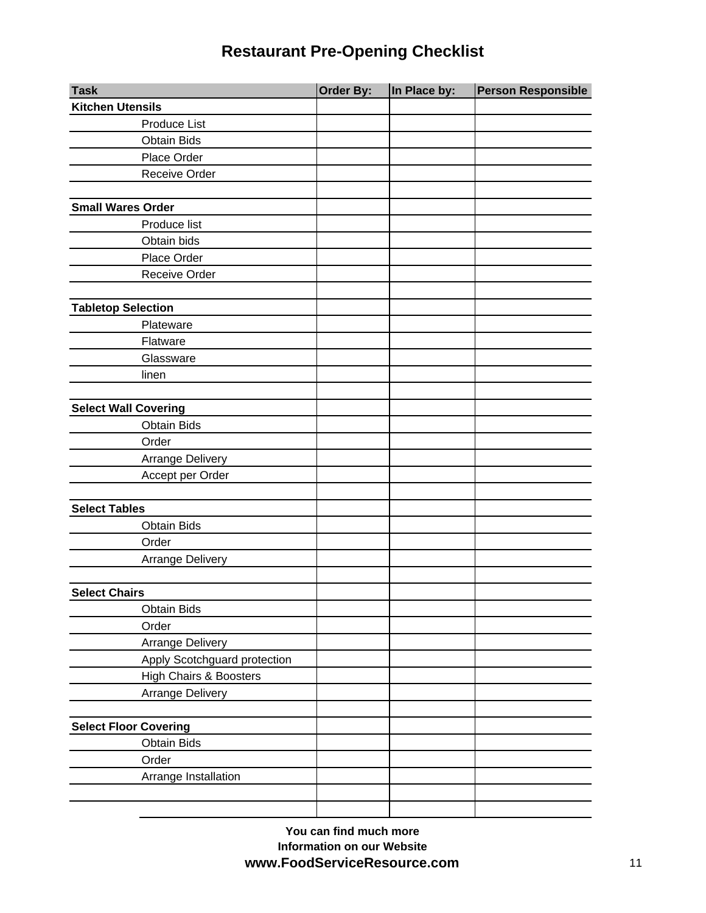# Restaurant Pre-Opening Checklist

| Task | Order By: | In Place by: | Person Responsible |
|---|---|---|---|
| **Kitchen Utensils** | | | |
| Produce List | | | |
| Obtain Bids | | | |
| Place Order | | | |
| Receive Order | | | |
| | | | |
| **Small Wares Order** | | | |
| Produce list | | | |
| Obtain bids | | | |
| Place Order | | | |
| Receive Order | | | |
| | | | |
| **Tabletop Selection** | | | |
| Plateware | | | |
| Flatware | | | |
| Glassware | | | |
| linen | | | |
| | | | |
| **Select Wall Covering** | | | |
| Obtain Bids | | | |
| Order | | | |
| Arrange Delivery | | | |
| Accept per Order | | | |
| | | | |
| **Select Tables** | | | |
| Obtain Bids | | | |
| Order | | | |
| Arrange Delivery | | | |
| | | | |
| **Select Chairs** | | | |
| Obtain Bids | | | |
| Order | | | |
| Arrange Delivery | | | |
| Apply Scotchguard protection | | | |
| High Chairs & Boosters | | | |
| Arrange Delivery | | | |
| | | | |
| **Select Floor Covering** | | | |
| Obtain Bids | | | |
| Order | | | |
| Arrange Installation | | | |
| | | | |
| | | | |

**You can find much more Information on our Website**
**www.FoodServiceResource.com**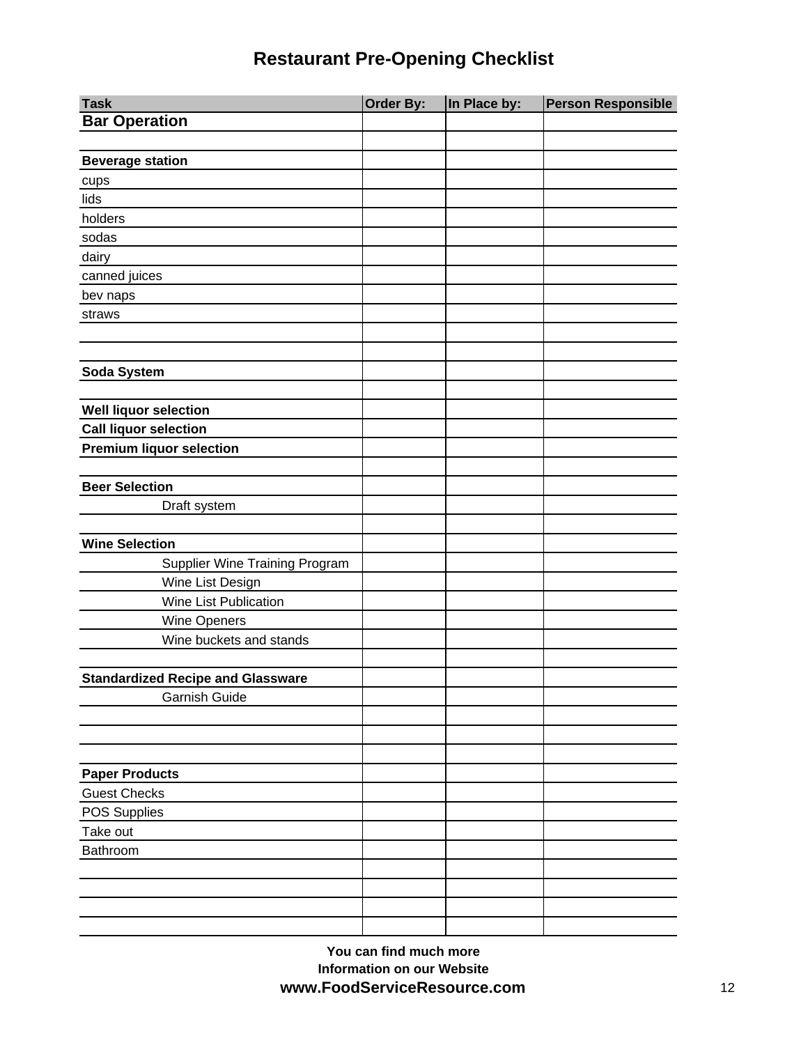# Restaurant Pre-Opening Checklist

| Task | Order By: | In Place by: | Person Responsible |
|---|---|---|---|
| **Bar Operation** | | | |
| | | | |
| **Beverage station** | | | |
| cups | | | |
| lids | | | |
| holders | | | |
| sodas | | | |
| dairy | | | |
| canned juices | | | |
| bev naps | | | |
| straws | | | |
| | | | |
| | | | |
| **Soda System** | | | |
| | | | |
| **Well liquor selection** | | | |
| **Call liquor selection** | | | |
| **Premium liquor selection** | | | |
| | | | |
| **Beer Selection** | | | |
| Draft system | | | |
| | | | |
| **Wine Selection** | | | |
| Supplier Wine Training Program | | | |
| Wine List Design | | | |
| Wine List Publication | | | |
| Wine Openers | | | |
| Wine buckets and stands | | | |
| | | | |
| **Standardized Recipe and Glassware** | | | |
| Garnish Guide | | | |
| | | | |
| | | | |
| | | | |
| **Paper Products** | | | |
| Guest Checks | | | |
| POS Supplies | | | |
| Take out | | | |
| Bathroom | | | |
| | | | |
| | | | |
| | | | |
| | | | |

**You can find much more Information on our Website**

**www.FoodServiceResource.com**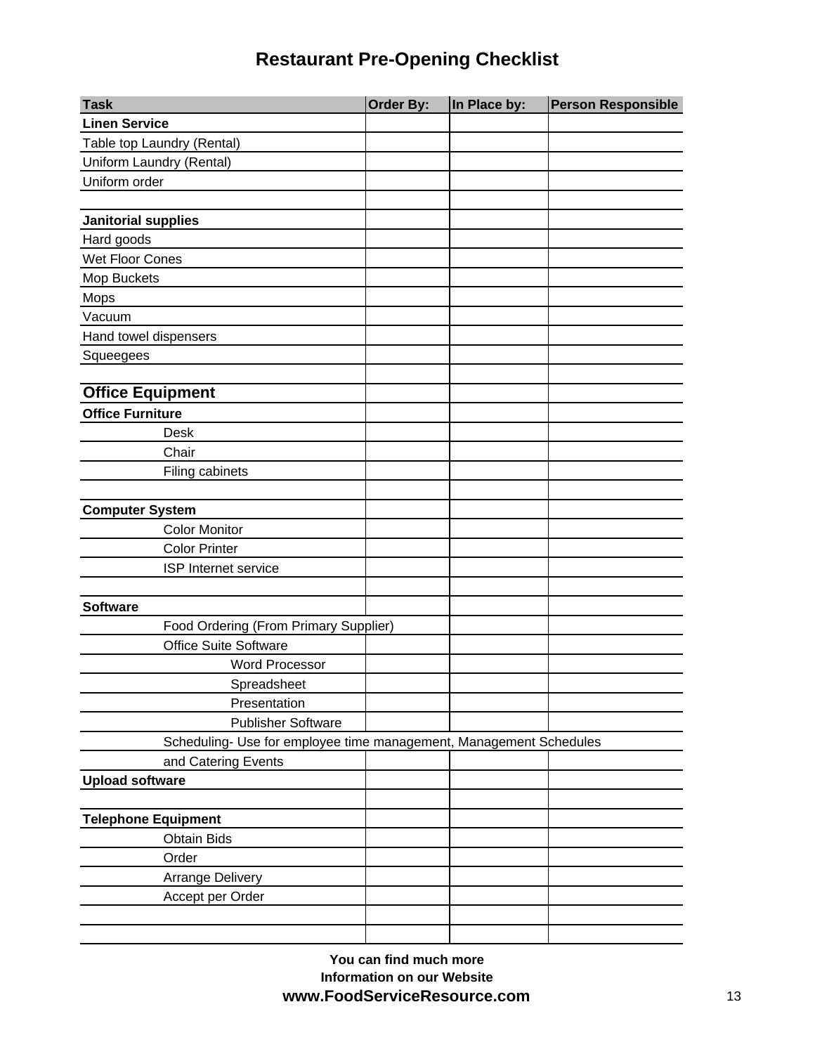# Restaurant Pre-Opening Checklist

| Task | Order By: | In Place by: | Person Responsible |
|---|---|---|---|
| **Linen Service** | | | |
| Table top Laundry (Rental) | | | |
| Uniform Laundry (Rental) | | | |
| Uniform order | | | |
| | | | |
| **Janitorial supplies** | | | |
| Hard goods | | | |
| Wet Floor Cones | | | |
| Mop Buckets | | | |
| Mops | | | |
| Vacuum | | | |
| Hand towel dispensers | | | |
| Squeegees | | | |
| | | | |
| **Office Equipment** | | | |
| **Office Furniture** | | | |
| Desk | | | |
| Chair | | | |
| Filing cabinets | | | |
| | | | |
| **Computer System** | | | |
| Color Monitor | | | |
| Color Printer | | | |
| ISP Internet service | | | |
| | | | |
| **Software** | | | |
| Food Ordering (From Primary Supplier) | | | |
| Office Suite Software | | | |
| Word Processor | | | |
| Spreadsheet | | | |
| Presentation | | | |
| Publisher Software | | | |
| Scheduling- Use for employee time management, Management Schedules | | | |
| and Catering Events | | | |
| **Upload software** | | | |
| | | | |
| **Telephone Equipment** | | | |
| Obtain Bids | | | |
| Order | | | |
| Arrange Delivery | | | |
| Accept per Order | | | |
| | | | |
| | | | |

**You can find much more Information on our Website**
**www.FoodServiceResource.com**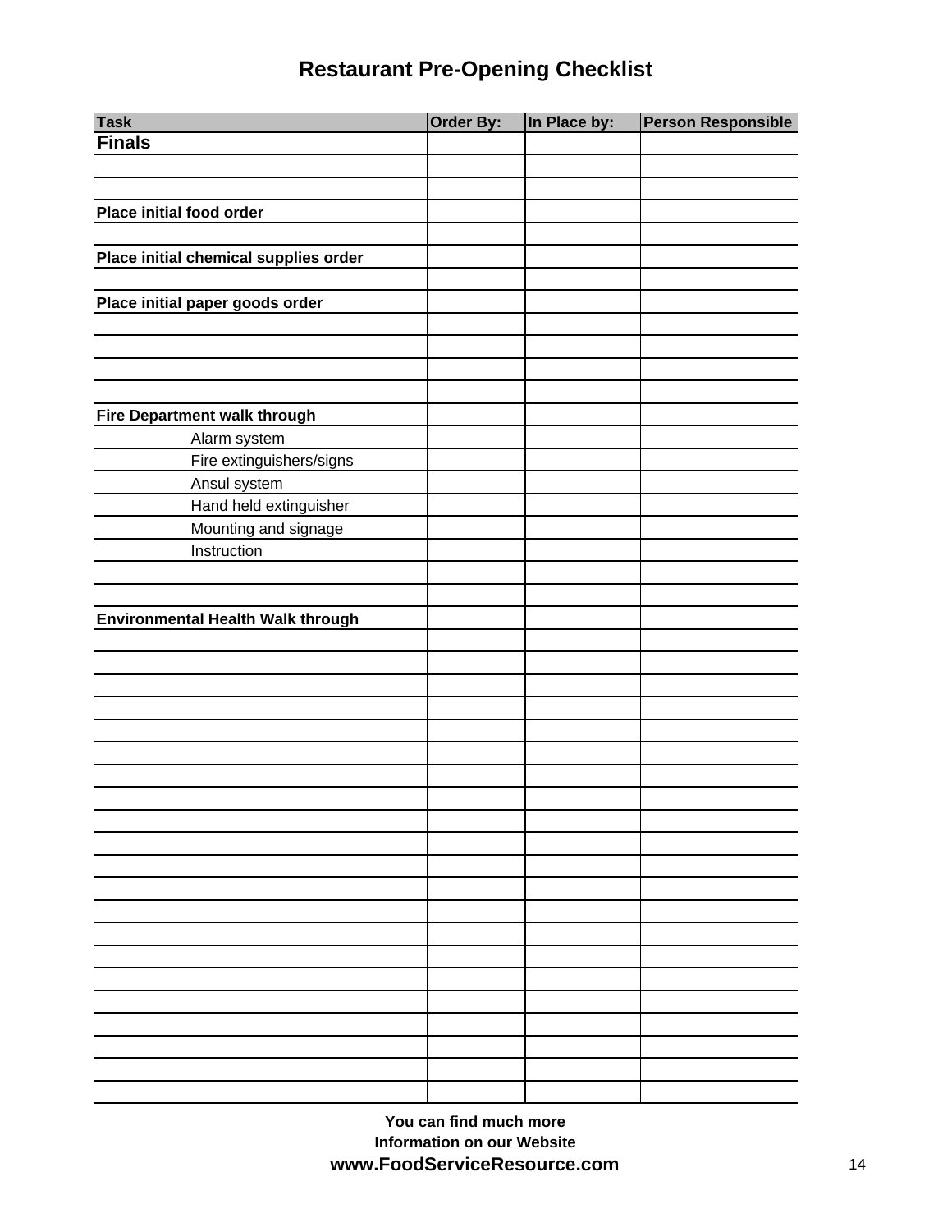# Restaurant Pre-Opening Checklist

| Task | Order By: | In Place by: | Person Responsible |
|---|---|---|---|
| **Finals** | | | |
| | | | |
| | | | |
| **Place initial food order** | | | |
| | | | |
| **Place initial chemical supplies order** | | | |
| | | | |
| **Place initial paper goods order** | | | |
| | | | |
| | | | |
| | | | |
| | | | |
| **Fire Department walk through** | | | |
| Alarm system | | | |
| Fire extinguishers/signs | | | |
| Ansul system | | | |
| Hand held extinguisher | | | |
| Mounting and signage | | | |
| Instruction | | | |
| | | | |
| | | | |
| **Environmental Health Walk through** | | | |
| | | | |
| | | | |
| | | | |
| | | | |
| | | | |
| | | | |
| | | | |
| | | | |
| | | | |
| | | | |
| | | | |
| | | | |
| | | | |
| | | | |
| | | | |
| | | | |
| | | | |
| | | | |
| | | | |
| | | | |
| | | | |

**You can find much more**
**Information on our Website**
**www.FoodServiceResource.com**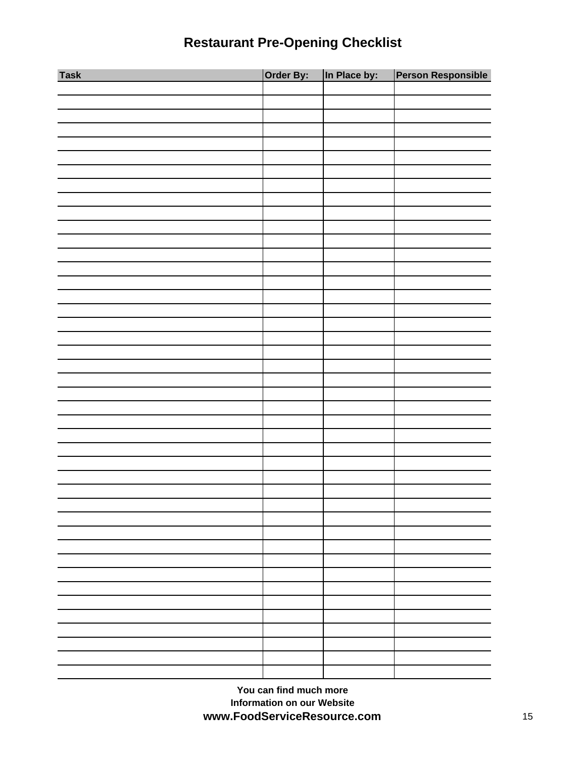# Restaurant Pre-Opening Checklist

| Task | Order By: | In Place by: | Person Responsible |
|---|---|---|---|
| | | | |
| | | | |
| | | | |
| | | | |
| | | | |
| | | | |
| | | | |
| | | | |
| | | | |
| | | | |
| | | | |
| | | | |
| | | | |
| | | | |
| | | | |
| | | | |
| | | | |
| | | | |
| | | | |
| | | | |
| | | | |
| | | | |
| | | | |
| | | | |
| | | | |
| | | | |
| | | | |
| | | | |
| | | | |
| | | | |
| | | | |
| | | | |
| | | | |
| | | | |
| | | | |
| | | | |
| | | | |
| | | | |
| | | | |
| | | | |
| | | | |
| | | | |
| | | | |

**You can find much more Information on our Website**

**www.FoodServiceResource.com**